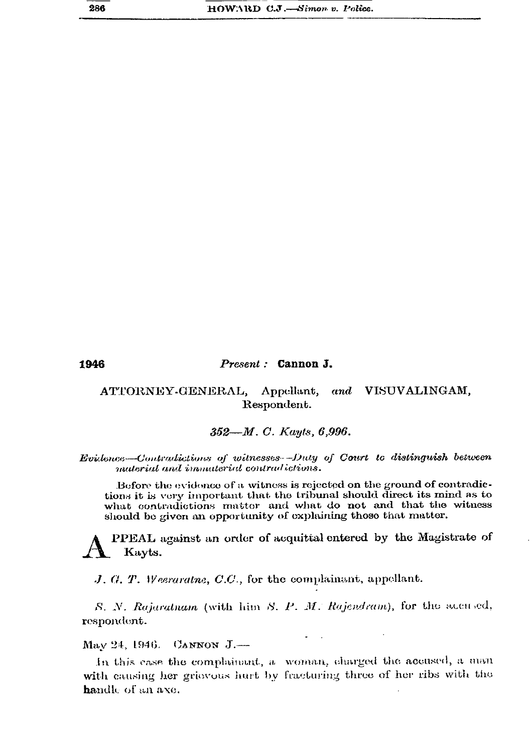1946

*Present :* **Cannon J.**

ATTORNEY-GENERAL, Appellant, *and* VISUVALINGAM, Respondent.

*352—M. C. Kayts, 6,996.*

*Evidence—Contradictions of witnesses—Duty of Court to distinguish between material and immaterial contradictions.*

Before the evidence of a witness is rejected on the ground of contradictions it is very important that the tribunal should direct its mind as to what contradictions matter and what do not and that the witness should be given an opportunity of explaining those that matter.

APPEAL against an order of acquittal entered by the Magistrate of Kayts.

*J. G. T. Weeraratne, C.C.*, for the complainant, appellant.

*S. N. Rajaratnam* (with him *S. P. M. Rajendram*), for the accused, respondent.

May 24, 1946. CANNON J.—

In this case the complainant, a woman, charged the accused, a man with causing her grievous hurt by fracturing three of her ribs with the handle of an axe.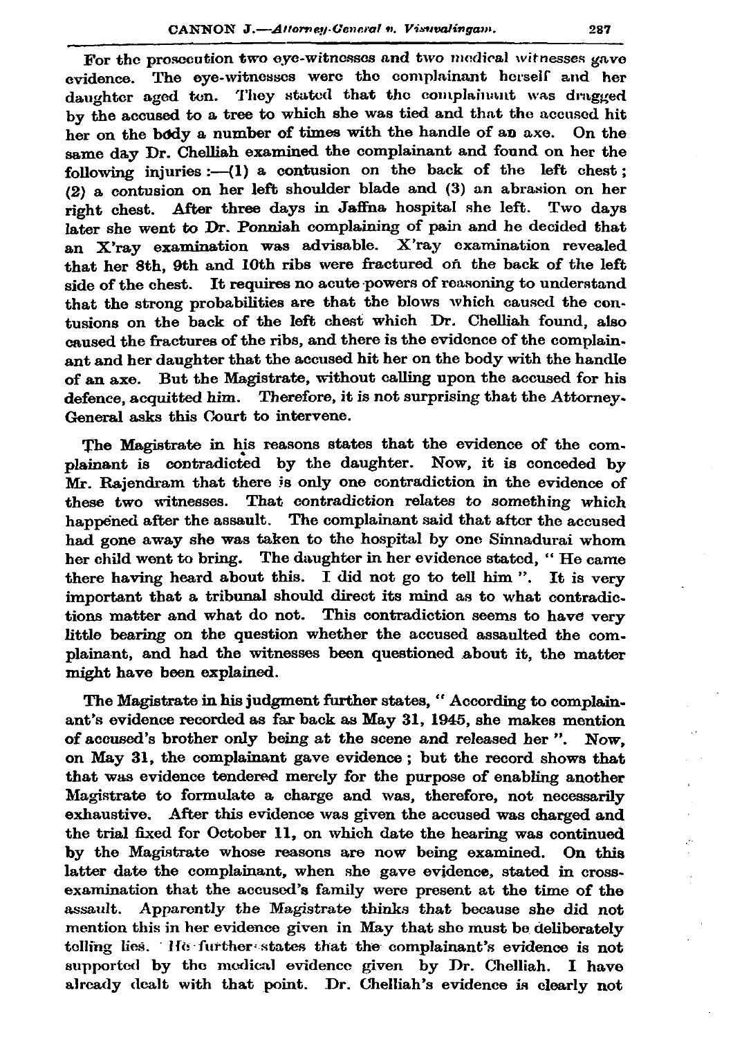For the prosecution two eye-witnesses and two medical witnesses gave evidence. The eye-witnesses were the complainant herself and her daughter aged ten. They stated that the complainant was dragged by the accused to a tree to which she was tied and that the accused hit her on the body a number of times with the handle of an axe. On the same day Dr. Chelliah examined the complainant and found on her the following injuries :—(1) a contusion on the back of the left chest ; (2) a contusion on her left shoulder blade and (3) an abrasion on her right chest. After three days in Jaffna hospital she left. Two days later she went to Dr. Ponniah complaining of pain and he decided that an X'ray examination was advisable. X'ray examination revealed that her 8th, 9th and 10th ribs were fractured on the back of the left side of the chest. It requires no acute powers of reasoning to understand that the strong probabilities are that the blows which caused the contusions on the back of the left chest which Dr. Chelliah found, also caused the fractures of the ribs, and there is the evidence of the complainant and her daughter that the accused hit her on the body with the handle of an axe. But the Magistrate, without calling upon the accused for his defence, acquitted him. Therefore, it is not surprising that the Attorney-General asks this Court to intervene.

The Magistrate in his reasons states that the evidence of the complainant is contradicted by the daughter. Now, it is conceded by Mr. Rajendram that there is only one contradiction in the evidence of these two witnesses. That contradiction relates to something which happened after the assault. The complainant said that after the accused had gone away she was taken to the hospital by one Sinnadurai whom her child went to bring. The daughter in her evidence stated, " He came there having heard about this. I did not go to tell him ". It is very important that a tribunal should direct its mind as to what contradictions matter and what do not. This contradiction seems to have very little bearing on the question whether the accused assaulted the complainant, and had the witnesses been questioned about it, the matter might have been explained.

The Magistrate in his judgment further states, " According to complainant's evidence recorded as far back as May 31, 1945, she makes mention of accused's brother only being at the scene and released her ". Now, on May 31, the complainant gave evidence ; but the record shows that that was evidence tendered merely for the purpose of enabling another Magistrate to formulate a charge and was, therefore, not necessarily exhaustive. After this evidence was given the accused was charged and the trial fixed for October 11, on which date the hearing was continued by the Magistrate whose reasons are now being examined. On this latter date the complainant, when she gave evidence, stated in cross-examination that the accused's family were present at the time of the assault. Apparently the Magistrate thinks that because she did not mention this in her evidence given in May that she must be deliberately telling lies. He further states that the complainant's evidence is not supported by the medical evidence given by Dr. Chelliah. I have already dealt with that point. Dr. Chelliah's evidence is clearly not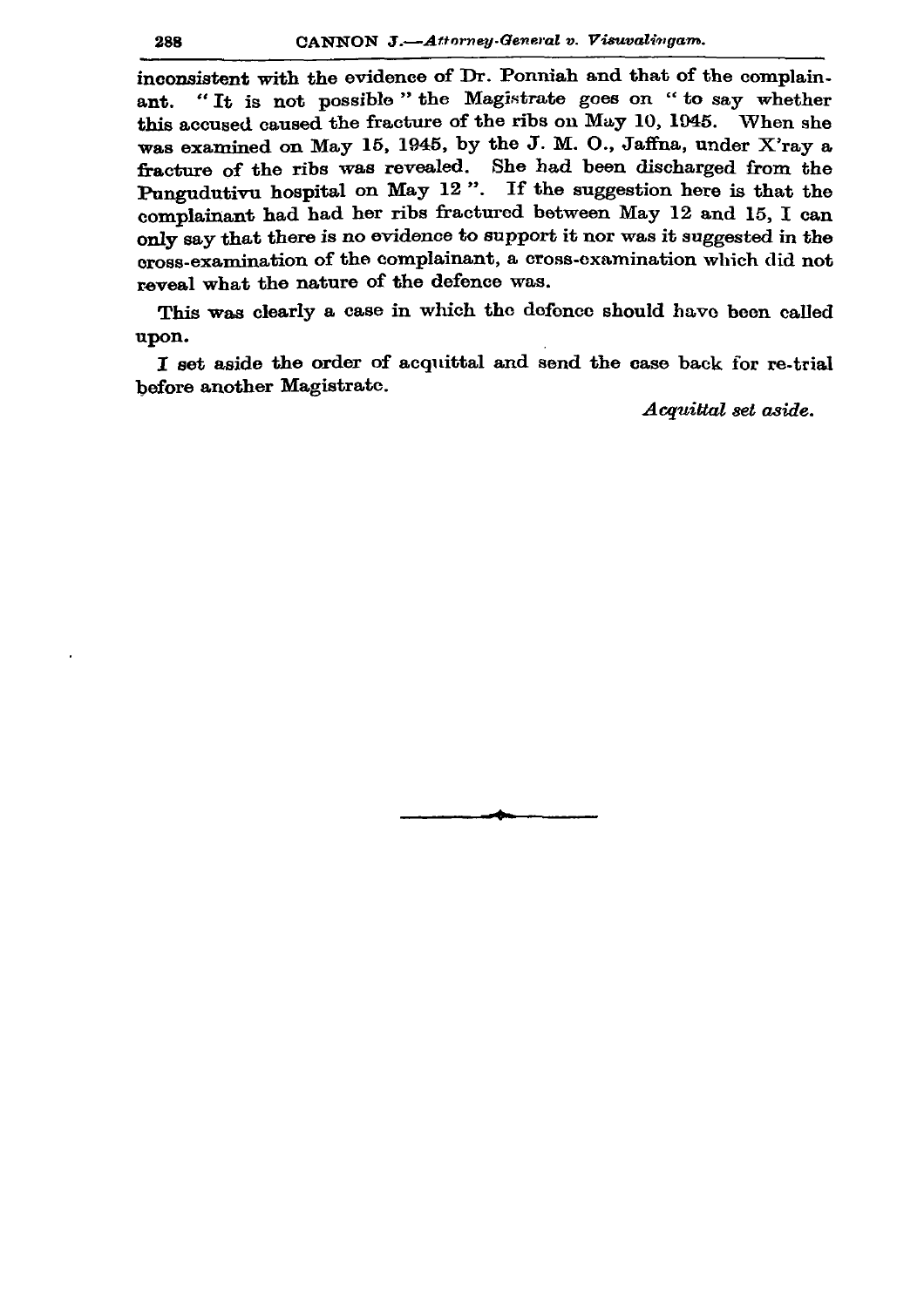inconsistent with the evidence of Dr. Ponniah and that of the complainant. " It is not possible " the Magistrate goes on " to say whether this accused caused the fracture of the ribs on May 10, 1945. When she was examined on May 15, 1945, by the J. M. O., Jaffna, under X'ray a fracture of the ribs was revealed. She had been discharged from the Pungudutivu hospital on May 12 ". If the suggestion here is that the complainant had had her ribs fractured between May 12 and 15, I can only say that there is no evidence to support it nor was it suggested in the cross-examination of the complainant, a cross-examination which did not reveal what the nature of the defence was.

This was clearly a case in which the defence should have been called upon.

I set aside the order of acquittal and send the case back for re-trial before another Magistrate.

*Acquittal set aside.*